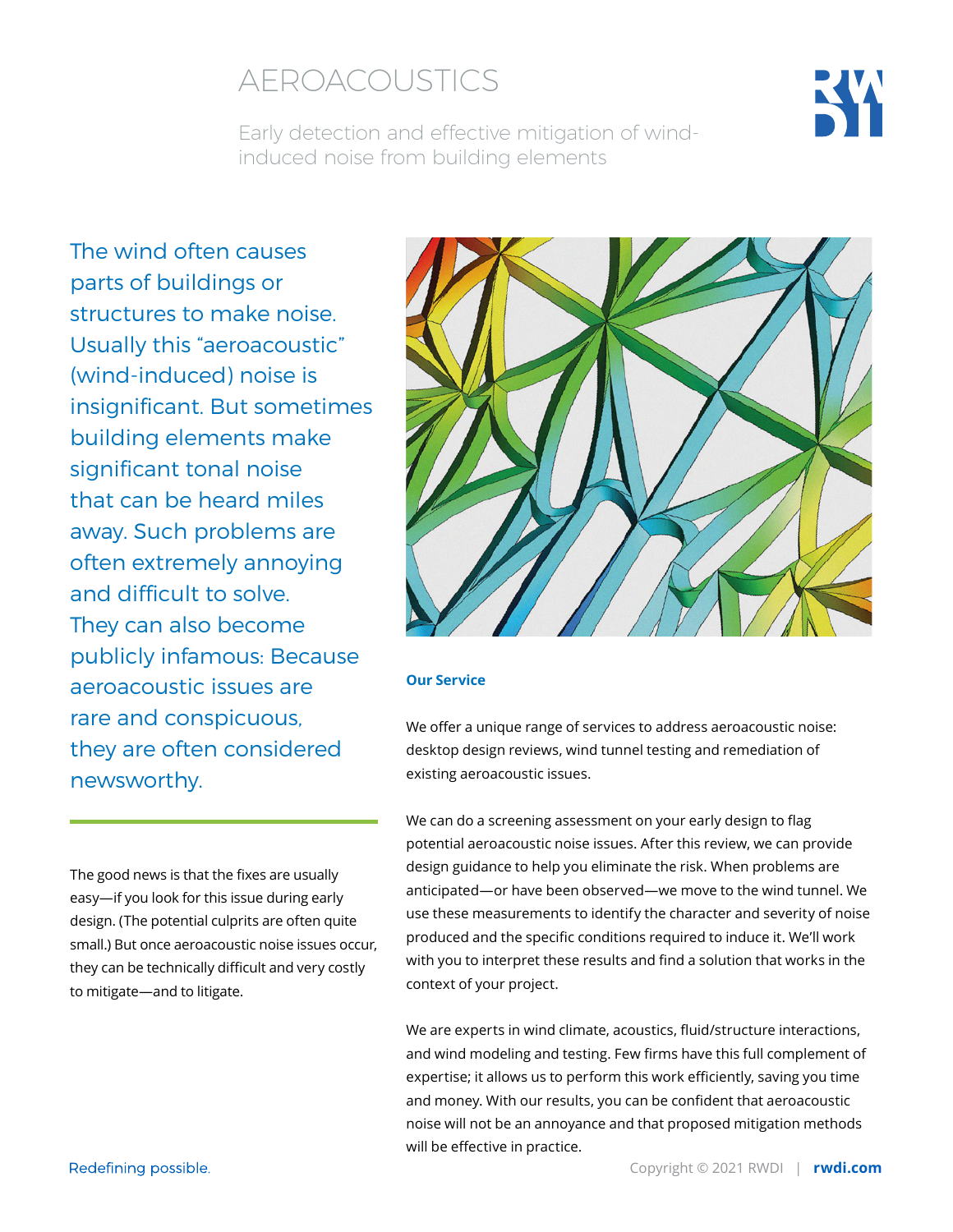# AEROACOUSTICS

Early detection and effective mitigation of wind-induced noise from building elements

The wind often causes parts of buildings or structures to make noise. Usually this "aeroacoustic" (wind-induced) noise is insignificant. But sometimes building elements make significant tonal noise that can be heard miles away. Such problems are often extremely annoying and difficult to solve. They can also become publicly infamous: Because aeroacoustic issues are rare and conspicuous, they are often considered newsworthy.

The good news is that the fixes are usually easy—if you look for this issue during early design. (The potential culprits are often quite small.) But once aeroacoustic noise issues occur, they can be technically difficult and very costly to mitigate—and to litigate.

**Our Service**

We offer a unique range of services to address aeroacoustic noise: desktop design reviews, wind tunnel testing and remediation of existing aeroacoustic issues.

We can do a screening assessment on your early design to flag potential aeroacoustic noise issues. After this review, we can provide design guidance to help you eliminate the risk. When problems are anticipated—or have been observed—we move to the wind tunnel. We use these measurements to identify the character and severity of noise produced and the specific conditions required to induce it. We'll work with you to interpret these results and find a solution that works in the context of your project.

We are experts in wind climate, acoustics, fluid/structure interactions, and wind modeling and testing. Few firms have this full complement of expertise; it allows us to perform this work efficiently, saving you time and money. With our results, you can be confident that aeroacoustic noise will not be an annoyance and that proposed mitigation methods will be effective in practice.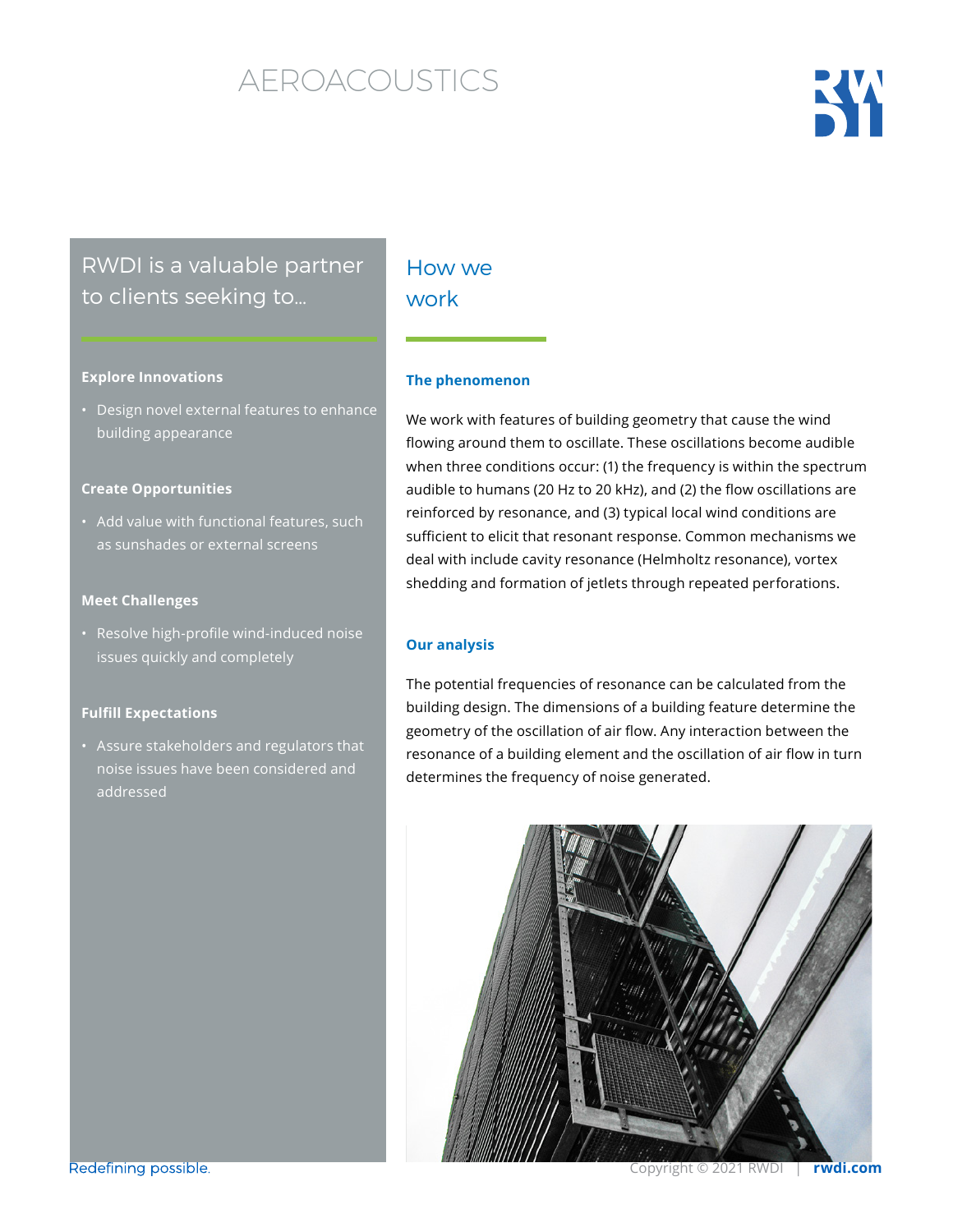# AEROACOUSTICS

## RWDI is a valuable partner to clients seeking to...

### Explore Innovations

- Design novel external features to enhance building appearance

### Create Opportunities

- Add value with functional features, such as sunshades or external screens

### Meet Challenges

- Resolve high-profile wind-induced noise issues quickly and completely

### Fulfill Expectations

- Assure stakeholders and regulators that noise issues have been considered and addressed

## How we work

### The phenomenon

We work with features of building geometry that cause the wind flowing around them to oscillate. These oscillations become audible when three conditions occur: (1) the frequency is within the spectrum audible to humans (20 Hz to 20 kHz), and (2) the flow oscillations are reinforced by resonance, and (3) typical local wind conditions are sufficient to elicit that resonant response. Common mechanisms we deal with include cavity resonance (Helmholtz resonance), vortex shedding and formation of jetlets through repeated perforations.

### Our analysis

The potential frequencies of resonance can be calculated from the building design. The dimensions of a building feature determine the geometry of the oscillation of air flow. Any interaction between the resonance of a building element and the oscillation of air flow in turn determines the frequency of noise generated.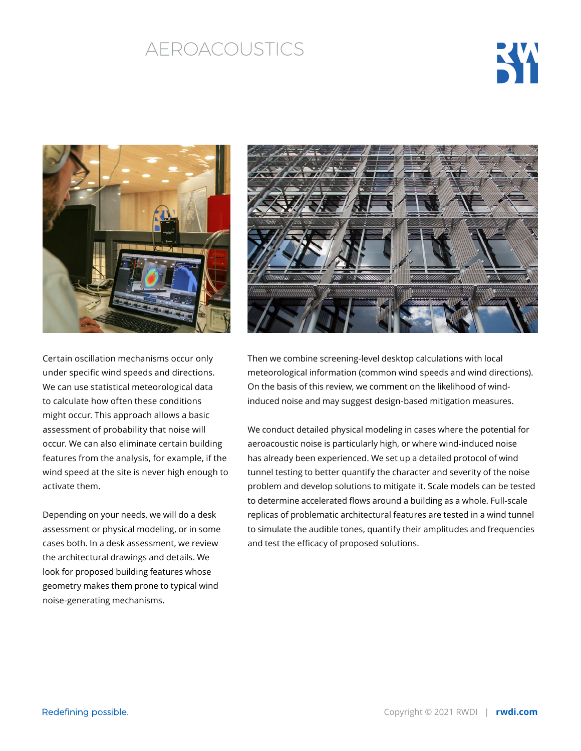Certain oscillation mechanisms occur only under specific wind speeds and directions. We can use statistical meteorological data to calculate how often these conditions might occur. This approach allows a basic assessment of probability that noise will occur. We can also eliminate certain building features from the analysis, for example, if the wind speed at the site is never high enough to activate them.

Depending on your needs, we will do a desk assessment or physical modeling, or in some cases both. In a desk assessment, we review the architectural drawings and details. We look for proposed building features whose geometry makes them prone to typical wind noise-generating mechanisms.

Then we combine screening-level desktop calculations with local meteorological information (common wind speeds and wind directions). On the basis of this review, we comment on the likelihood of wind-induced noise and may suggest design-based mitigation measures.

We conduct detailed physical modeling in cases where the potential for aeroacoustic noise is particularly high, or where wind-induced noise has already been experienced. We set up a detailed protocol of wind tunnel testing to better quantify the character and severity of the noise problem and develop solutions to mitigate it. Scale models can be tested to determine accelerated flows around a building as a whole. Full-scale replicas of problematic architectural features are tested in a wind tunnel to simulate the audible tones, quantify their amplitudes and frequencies and test the efficacy of proposed solutions.